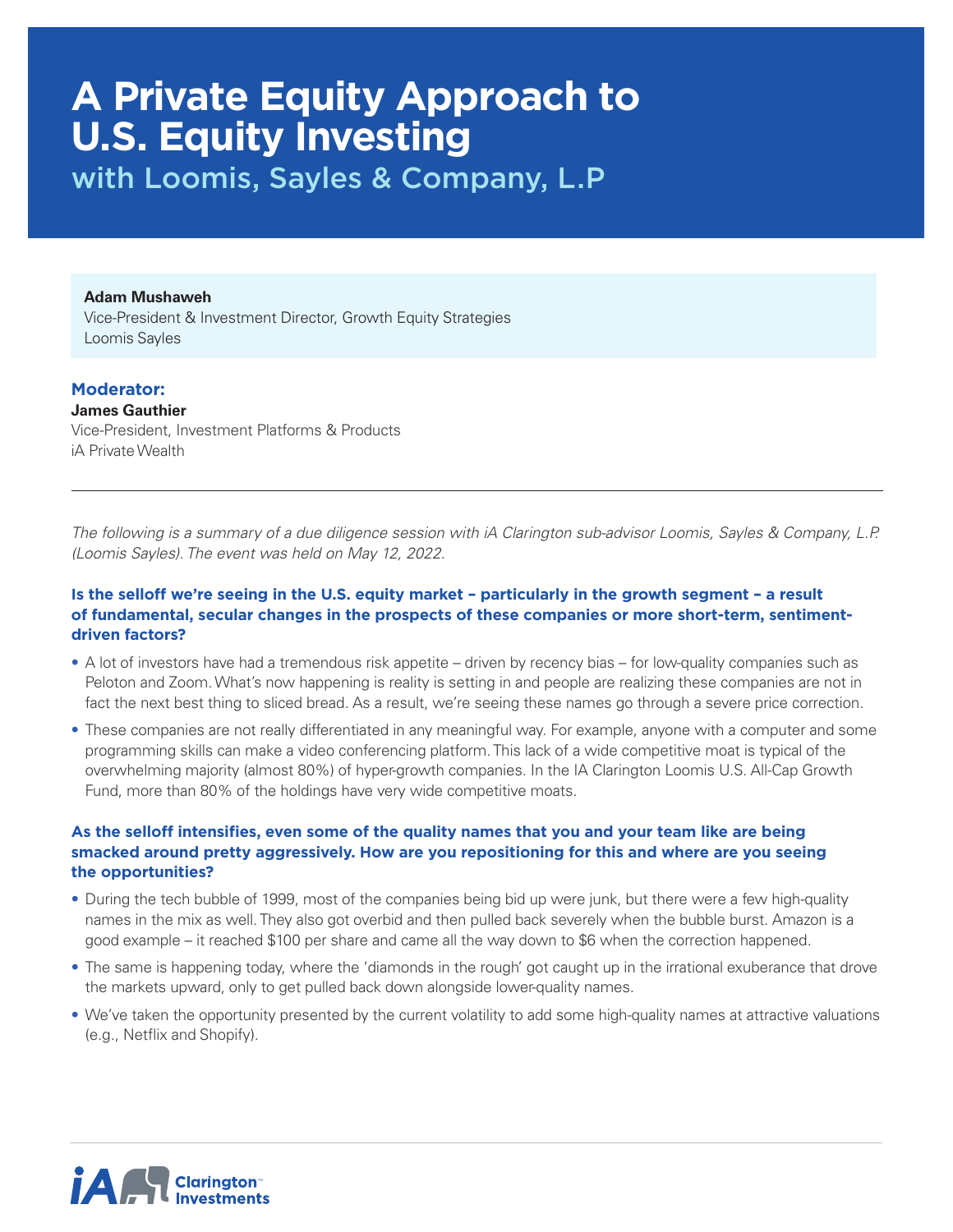# A Private Equity Approach to U.S. Equity Investing

## with Loomis, Sayles & Company, L.P

**Adam Mushaweh**
Vice-President & Investment Director, Growth Equity Strategies
Loomis Sayles

**Moderator:**
**James Gauthier**
Vice-President, Investment Platforms & Products
iA Private Wealth

---

*The following is a summary of a due diligence session with iA Clarington sub-advisor Loomis, Sayles & Company, L.P. (Loomis Sayles). The event was held on May 12, 2022.*

### Is the selloff we're seeing in the U.S. equity market – particularly in the growth segment – a result of fundamental, secular changes in the prospects of these companies or more short-term, sentiment-driven factors?

- A lot of investors have had a tremendous risk appetite – driven by recency bias – for low-quality companies such as Peloton and Zoom. What's now happening is reality is setting in and people are realizing these companies are not in fact the next best thing to sliced bread. As a result, we're seeing these names go through a severe price correction.
- These companies are not really differentiated in any meaningful way. For example, anyone with a computer and some programming skills can make a video conferencing platform. This lack of a wide competitive moat is typical of the overwhelming majority (almost 80%) of hyper-growth companies. In the IA Clarington Loomis U.S. All-Cap Growth Fund, more than 80% of the holdings have very wide competitive moats.

### As the selloff intensifies, even some of the quality names that you and your team like are being smacked around pretty aggressively. How are you repositioning for this and where are you seeing the opportunities?

- During the tech bubble of 1999, most of the companies being bid up were junk, but there were a few high-quality names in the mix as well. They also got overbid and then pulled back severely when the bubble burst. Amazon is a good example – it reached $100 per share and came all the way down to $6 when the correction happened.
- The same is happening today, where the 'diamonds in the rough' got caught up in the irrational exuberance that drove the markets upward, only to get pulled back down alongside lower-quality names.
- We've taken the opportunity presented by the current volatility to add some high-quality names at attractive valuations (e.g., Netflix and Shopify).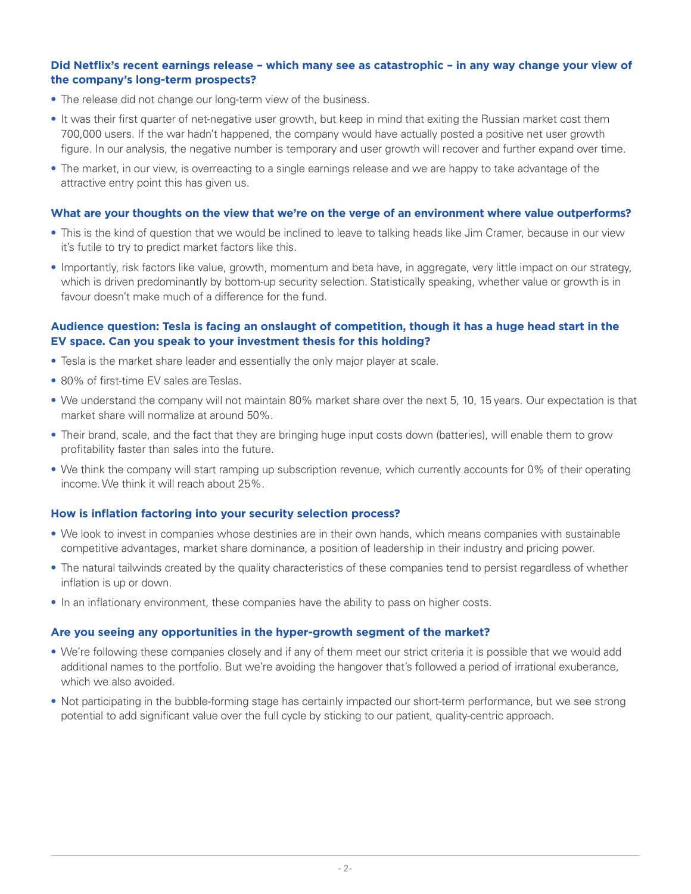**Did Netflix's recent earnings release – which many see as catastrophic – in any way change your view of the company's long-term prospects?**

- The release did not change our long-term view of the business.
- It was their first quarter of net-negative user growth, but keep in mind that exiting the Russian market cost them 700,000 users. If the war hadn't happened, the company would have actually posted a positive net user growth figure. In our analysis, the negative number is temporary and user growth will recover and further expand over time.
- The market, in our view, is overreacting to a single earnings release and we are happy to take advantage of the attractive entry point this has given us.

**What are your thoughts on the view that we're on the verge of an environment where value outperforms?**

- This is the kind of question that we would be inclined to leave to talking heads like Jim Cramer, because in our view it's futile to try to predict market factors like this.
- Importantly, risk factors like value, growth, momentum and beta have, in aggregate, very little impact on our strategy, which is driven predominantly by bottom-up security selection. Statistically speaking, whether value or growth is in favour doesn't make much of a difference for the fund.

**Audience question: Tesla is facing an onslaught of competition, though it has a huge head start in the EV space. Can you speak to your investment thesis for this holding?**

- Tesla is the market share leader and essentially the only major player at scale.
- 80% of first-time EV sales are Teslas.
- We understand the company will not maintain 80% market share over the next 5, 10, 15 years. Our expectation is that market share will normalize at around 50%.
- Their brand, scale, and the fact that they are bringing huge input costs down (batteries), will enable them to grow profitability faster than sales into the future.
- We think the company will start ramping up subscription revenue, which currently accounts for 0% of their operating income. We think it will reach about 25%.

**How is inflation factoring into your security selection process?**

- We look to invest in companies whose destinies are in their own hands, which means companies with sustainable competitive advantages, market share dominance, a position of leadership in their industry and pricing power.
- The natural tailwinds created by the quality characteristics of these companies tend to persist regardless of whether inflation is up or down.
- In an inflationary environment, these companies have the ability to pass on higher costs.

**Are you seeing any opportunities in the hyper-growth segment of the market?**

- We're following these companies closely and if any of them meet our strict criteria it is possible that we would add additional names to the portfolio. But we're avoiding the hangover that's followed a period of irrational exuberance, which we also avoided.
- Not participating in the bubble-forming stage has certainly impacted our short-term performance, but we see strong potential to add significant value over the full cycle by sticking to our patient, quality-centric approach.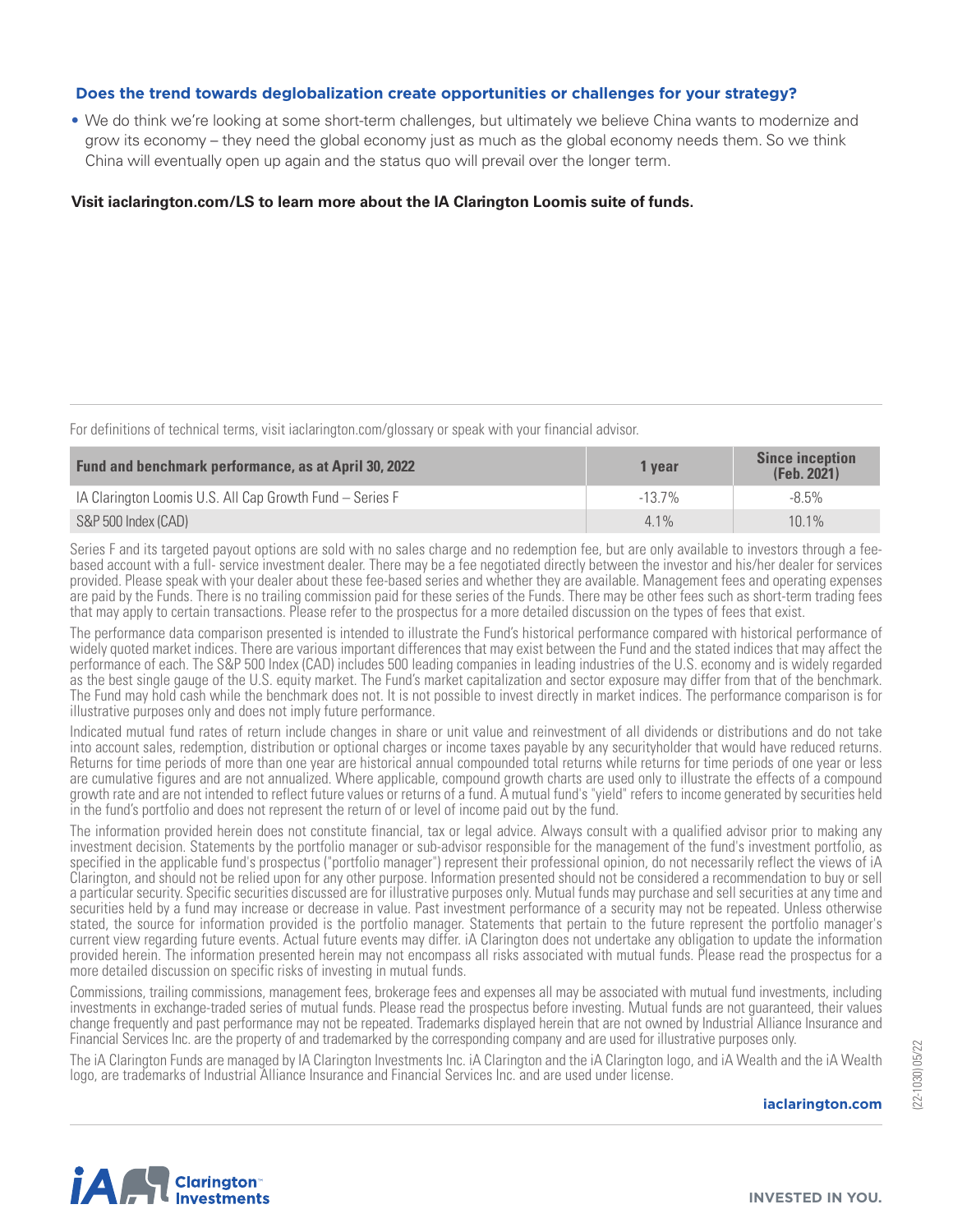**Does the trend towards deglobalization create opportunities or challenges for your strategy?**

- We do think we're looking at some short-term challenges, but ultimately we believe China wants to modernize and grow its economy – they need the global economy just as much as the global economy needs them. So we think China will eventually open up again and the status quo will prevail over the longer term.

**Visit iaclarington.com/LS to learn more about the IA Clarington Loomis suite of funds.**

For definitions of technical terms, visit iaclarington.com/glossary or speak with your financial advisor.

| Fund and benchmark performance, as at April 30, 2022 | 1 year | Since inception (Feb. 2021) |
|---|---|---|
| IA Clarington Loomis U.S. All Cap Growth Fund – Series F | -13.7% | -8.5% |
| S&P 500 Index (CAD) | 4.1% | 10.1% |

Series F and its targeted payout options are sold with no sales charge and no redemption fee, but are only available to investors through a fee-based account with a full- service investment dealer. There may be a fee negotiated directly between the investor and his/her dealer for services provided. Please speak with your dealer about these fee-based series and whether they are available. Management fees and operating expenses are paid by the Funds. There is no trailing commission paid for these series of the Funds. There may be other fees such as short-term trading fees that may apply to certain transactions. Please refer to the prospectus for a more detailed discussion on the types of fees that exist.

The performance data comparison presented is intended to illustrate the Fund's historical performance compared with historical performance of widely quoted market indices. There are various important differences that may exist between the Fund and the stated indices that may affect the performance of each. The S&P 500 Index (CAD) includes 500 leading companies in leading industries of the U.S. economy and is widely regarded as the best single gauge of the U.S. equity market. The Fund's market capitalization and sector exposure may differ from that of the benchmark. The Fund may hold cash while the benchmark does not. It is not possible to invest directly in market indices. The performance comparison is for illustrative purposes only and does not imply future performance.

Indicated mutual fund rates of return include changes in share or unit value and reinvestment of all dividends or distributions and do not take into account sales, redemption, distribution or optional charges or income taxes payable by any securityholder that would have reduced returns. Returns for time periods of more than one year are historical annual compounded total returns while returns for time periods of one year or less are cumulative figures and are not annualized. Where applicable, compound growth charts are used only to illustrate the effects of a compound growth rate and are not intended to reflect future values or returns of a fund. A mutual fund's "yield" refers to income generated by securities held in the fund's portfolio and does not represent the return of or level of income paid out by the fund.

The information provided herein does not constitute financial, tax or legal advice. Always consult with a qualified advisor prior to making any investment decision. Statements by the portfolio manager or sub-advisor responsible for the management of the fund's investment portfolio, as specified in the applicable fund's prospectus ("portfolio manager") represent their professional opinion, do not necessarily reflect the views of iA Clarington, and should not be relied upon for any other purpose. Information presented should not be considered a recommendation to buy or sell a particular security. Specific securities discussed are for illustrative purposes only. Mutual funds may purchase and sell securities at any time and securities held by a fund may increase or decrease in value. Past investment performance of a security may not be repeated. Unless otherwise stated, the source for information provided is the portfolio manager. Statements that pertain to the future represent the portfolio manager's current view regarding future events. Actual future events may differ. iA Clarington does not undertake any obligation to update the information provided herein. The information presented herein may not encompass all risks associated with mutual funds. Please read the prospectus for a more detailed discussion on specific risks of investing in mutual funds.

Commissions, trailing commissions, management fees, brokerage fees and expenses all may be associated with mutual fund investments, including investments in exchange-traded series of mutual funds. Please read the prospectus before investing. Mutual funds are not guaranteed, their values change frequently and past performance may not be repeated. Trademarks displayed herein that are not owned by Industrial Alliance Insurance and Financial Services Inc. are the property of and trademarked by the corresponding company and are used for illustrative purposes only.

The iA Clarington Funds are managed by IA Clarington Investments Inc. iA Clarington and the iA Clarington logo, and iA Wealth and the iA Wealth logo, are trademarks of Industrial Alliance Insurance and Financial Services Inc. and are used under license.

**iaclarington.com**

(22-1030) 05/22

iA Clarington Investments

**INVESTED IN YOU.**